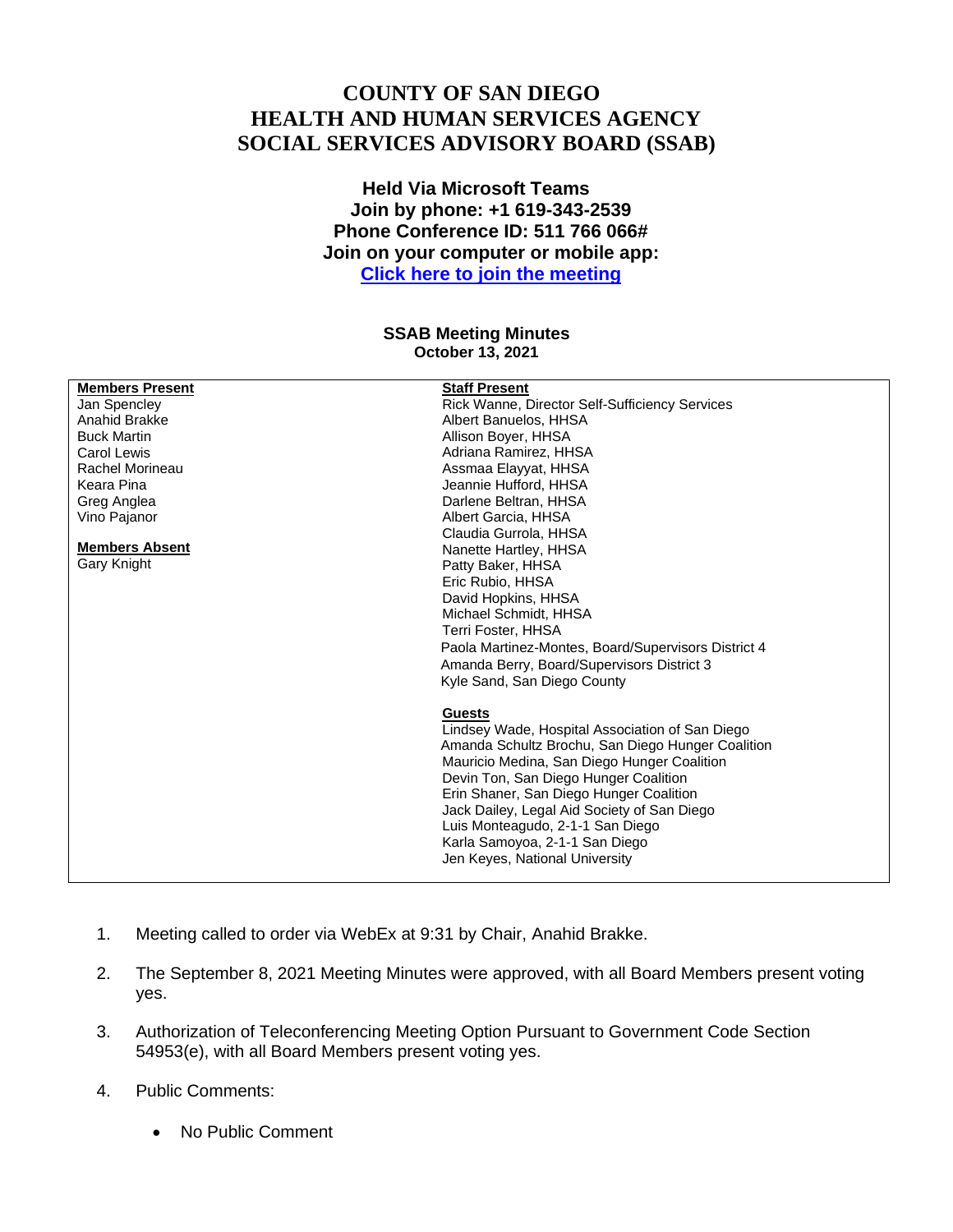# COUNTY OF SAN DIEGO
# HEALTH AND HUMAN SERVICES AGENCY
# SOCIAL SERVICES ADVISORY BOARD (SSAB)

**Held Via Microsoft Teams**
**Join by phone: +1 619-343-2539**
**Phone Conference ID: 511 766 066#**
**Join on your computer or mobile app:**
**Click here to join the meeting**

**SSAB Meeting Minutes**
**October 13, 2021**

| **Members Present** | **Staff Present** |
|---|---|
| Jan Spencley | Rick Wanne, Director Self-Sufficiency Services |
| Anahid Brakke | Albert Banuelos, HHSA |
| Buck Martin | Allison Boyer, HHSA |
| Carol Lewis | Adriana Ramirez, HHSA |
| Rachel Morineau | Assmaa Elayyat, HHSA |
| Keara Pina | Jeannie Hufford, HHSA |
| Greg Anglea | Darlene Beltran, HHSA |
| Vino Pajanor | Albert Garcia, HHSA |
| | Claudia Gurrola, HHSA |
| **Members Absent** | Nanette Hartley, HHSA |
| Gary Knight | Patty Baker, HHSA |
| | Eric Rubio, HHSA |
| | David Hopkins, HHSA |
| | Michael Schmidt, HHSA |
| | Terri Foster, HHSA |
| | Paola Martinez-Montes, Board/Supervisors District 4 |
| | Amanda Berry, Board/Supervisors District 3 |
| | Kyle Sand, San Diego County |
| | |
| | **Guests** |
| | Lindsey Wade, Hospital Association of San Diego |
| | Amanda Schultz Brochu, San Diego Hunger Coalition |
| | Mauricio Medina, San Diego Hunger Coalition |
| | Devin Ton, San Diego Hunger Coalition |
| | Erin Shaner, San Diego Hunger Coalition |
| | Jack Dailey, Legal Aid Society of San Diego |
| | Luis Monteagudo, 2-1-1 San Diego |
| | Karla Samoyoa, 2-1-1 San Diego |
| | Jen Keyes, National University |

1. Meeting called to order via WebEx at 9:31 by Chair, Anahid Brakke.
2. The September 8, 2021 Meeting Minutes were approved, with all Board Members present voting yes.
3. Authorization of Teleconferencing Meeting Option Pursuant to Government Code Section 54953(e), with all Board Members present voting yes.
4. Public Comments:
   - No Public Comment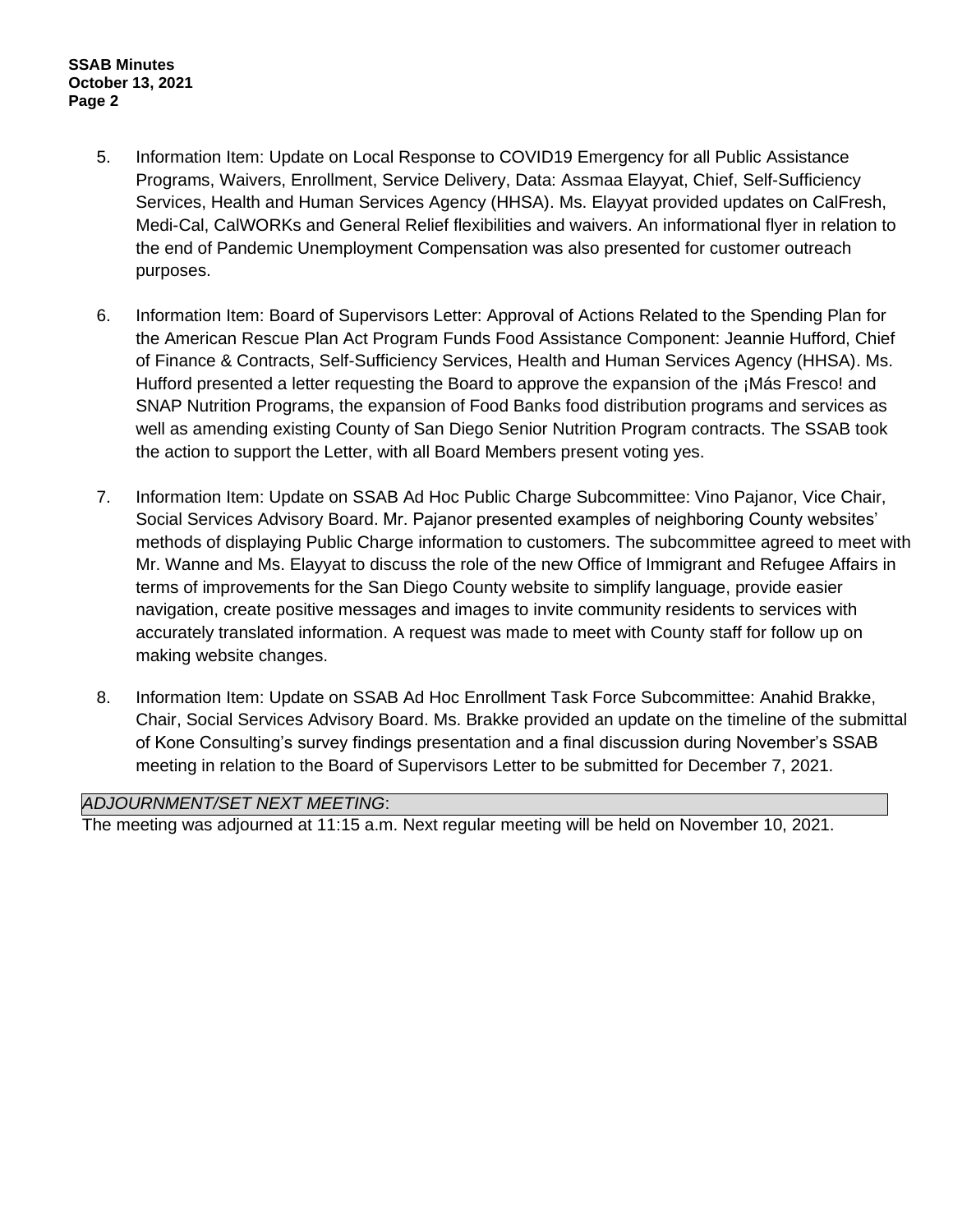5. Information Item: Update on Local Response to COVID19 Emergency for all Public Assistance Programs, Waivers, Enrollment, Service Delivery, Data: Assmaa Elayyat, Chief, Self-Sufficiency Services, Health and Human Services Agency (HHSA). Ms. Elayyat provided updates on CalFresh, Medi-Cal, CalWORKs and General Relief flexibilities and waivers. An informational flyer in relation to the end of Pandemic Unemployment Compensation was also presented for customer outreach purposes.

6. Information Item: Board of Supervisors Letter: Approval of Actions Related to the Spending Plan for the American Rescue Plan Act Program Funds Food Assistance Component: Jeannie Hufford, Chief of Finance & Contracts, Self-Sufficiency Services, Health and Human Services Agency (HHSA). Ms. Hufford presented a letter requesting the Board to approve the expansion of the ¡Más Fresco! and SNAP Nutrition Programs, the expansion of Food Banks food distribution programs and services as well as amending existing County of San Diego Senior Nutrition Program contracts. The SSAB took the action to support the Letter, with all Board Members present voting yes.

7. Information Item: Update on SSAB Ad Hoc Public Charge Subcommittee: Vino Pajanor, Vice Chair, Social Services Advisory Board. Mr. Pajanor presented examples of neighboring County websites' methods of displaying Public Charge information to customers. The subcommittee agreed to meet with Mr. Wanne and Ms. Elayyat to discuss the role of the new Office of Immigrant and Refugee Affairs in terms of improvements for the San Diego County website to simplify language, provide easier navigation, create positive messages and images to invite community residents to services with accurately translated information. A request was made to meet with County staff for follow up on making website changes.

8. Information Item: Update on SSAB Ad Hoc Enrollment Task Force Subcommittee: Anahid Brakke, Chair, Social Services Advisory Board. Ms. Brakke provided an update on the timeline of the submittal of Kone Consulting's survey findings presentation and a final discussion during November's SSAB meeting in relation to the Board of Supervisors Letter to be submitted for December 7, 2021.

*ADJOURNMENT/SET NEXT MEETING*:

The meeting was adjourned at 11:15 a.m. Next regular meeting will be held on November 10, 2021.